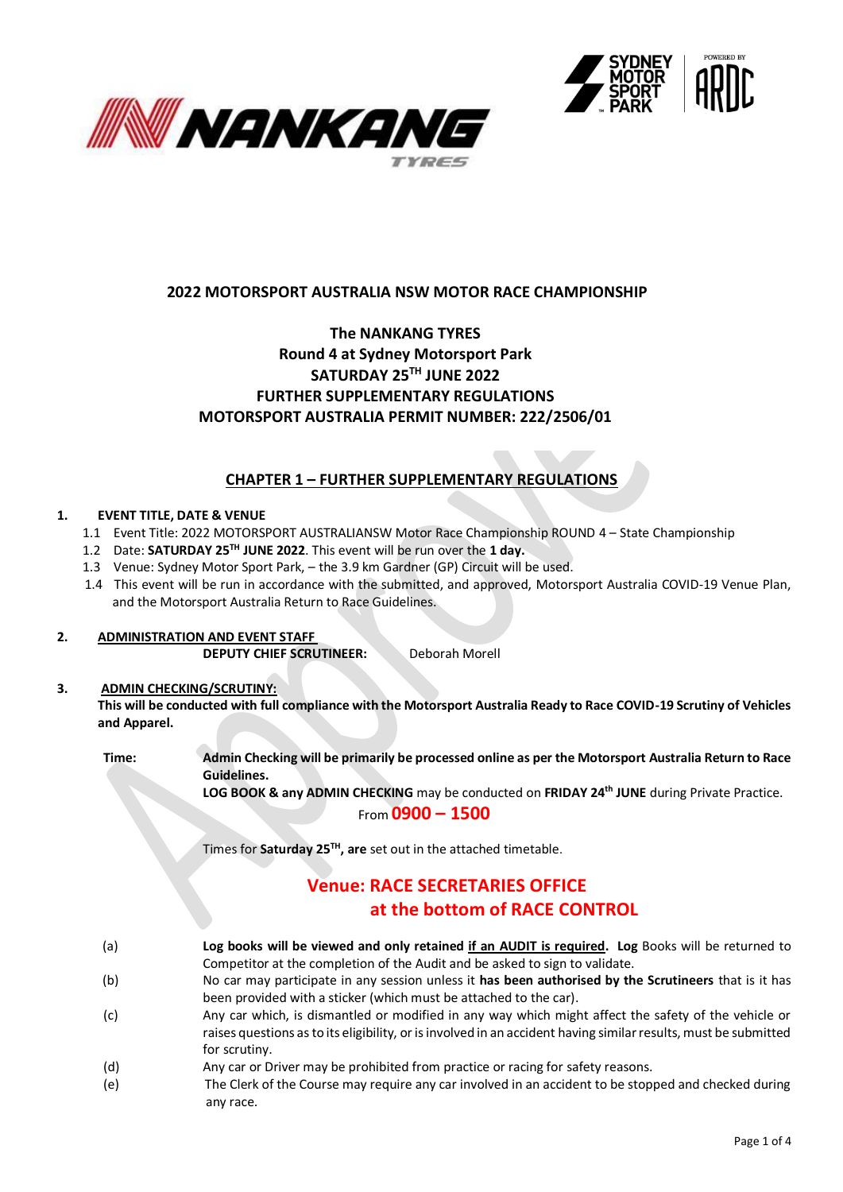## 2022 MOTORSPORT AUSTRALIA NSW MOTOR RACE CHAMPIONSHIP

**The NANKANG TYRES**
**Round 4 at Sydney Motorsport Park**
**SATURDAY 25TH JUNE 2022**
**FURTHER SUPPLEMENTARY REGULATIONS**
**MOTORSPORT AUSTRALIA PERMIT NUMBER: 222/2506/01**

## CHAPTER 1 – FURTHER SUPPLEMENTARY REGULATIONS

### 1. EVENT TITLE, DATE & VENUE

1.1 Event Title: 2022 MOTORSPORT AUSTRALIANSW Motor Race Championship ROUND 4 – State Championship
1.2 Date: **SATURDAY 25TH JUNE 2022**. This event will be run over the **1 day.**
1.3 Venue: Sydney Motor Sport Park, – the 3.9 km Gardner (GP) Circuit will be used.
1.4 This event will be run in accordance with the submitted, and approved, Motorsport Australia COVID-19 Venue Plan, and the Motorsport Australia Return to Race Guidelines.

### 2. ADMINISTRATION AND EVENT STAFF

**DEPUTY CHIEF SCRUTINEER:** Deborah Morell

### 3. ADMIN CHECKING/SCRUTINY:

**This will be conducted with full compliance with the Motorsport Australia Ready to Race COVID-19 Scrutiny of Vehicles and Apparel.**

**Time:** **Admin Checking will be primarily be processed online as per the Motorsport Australia Return to Race Guidelines.**
**LOG BOOK & any ADMIN CHECKING** may be conducted on **FRIDAY 24th JUNE** during Private Practice.
From **0900 – 1500**

Times for **Saturday 25TH, are** set out in the attached timetable.

**Venue: RACE SECRETARIES OFFICE at the bottom of RACE CONTROL**

(a) **Log books will be viewed and only retained if an AUDIT is required. Log** Books will be returned to Competitor at the completion of the Audit and be asked to sign to validate.
(b) No car may participate in any session unless it **has been authorised by the Scrutineers** that is it has been provided with a sticker (which must be attached to the car).
(c) Any car which, is dismantled or modified in any way which might affect the safety of the vehicle or raises questions as to its eligibility, or is involved in an accident having similar results, must be submitted for scrutiny.
(d) Any car or Driver may be prohibited from practice or racing for safety reasons.
(e) The Clerk of the Course may require any car involved in an accident to be stopped and checked during any race.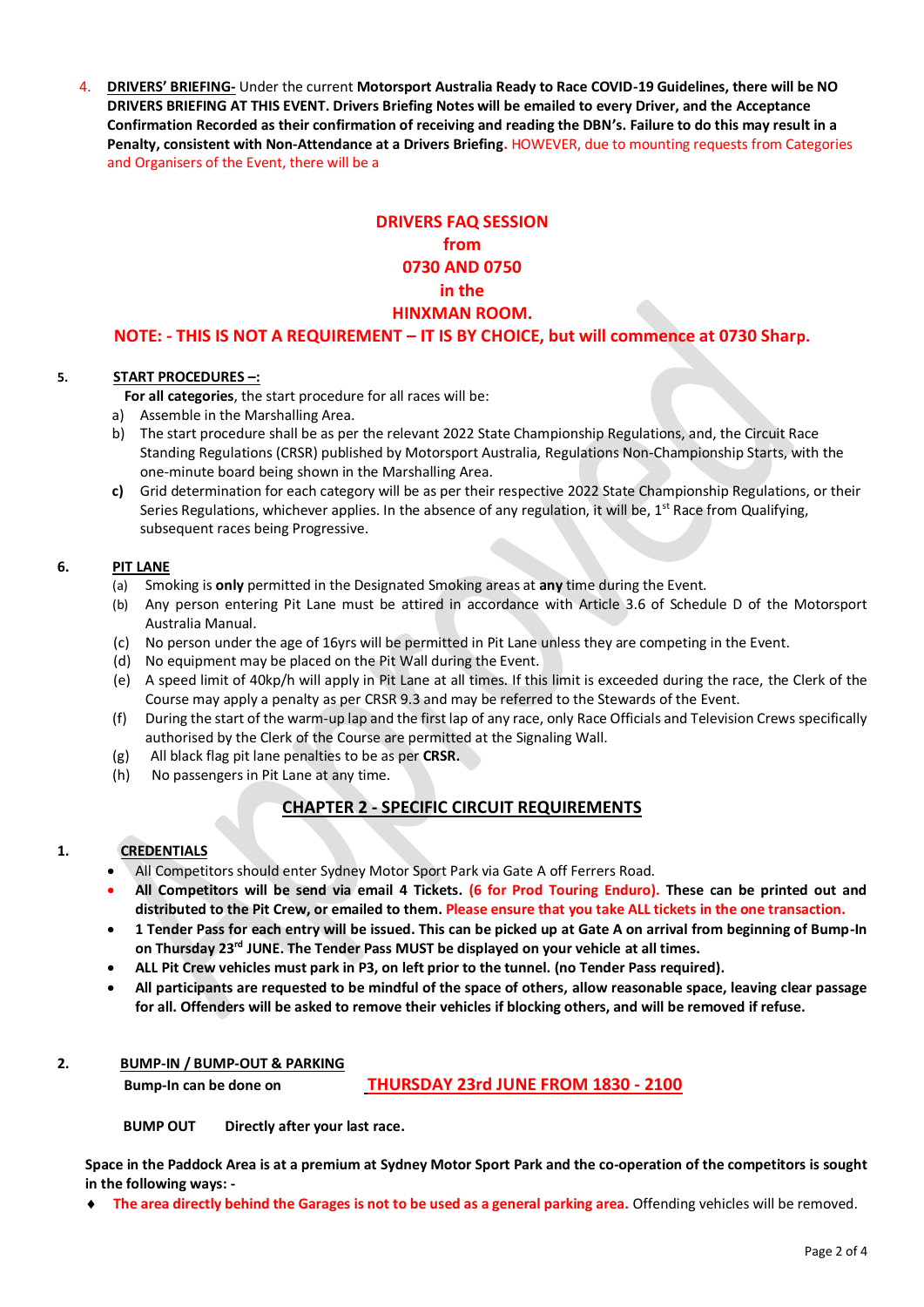4. **DRIVERS' BRIEFING-** Under the current **Motorsport Australia Ready to Race COVID-19 Guidelines, there will be NO DRIVERS BRIEFING AT THIS EVENT. Drivers Briefing Notes will be emailed to every Driver, and the Acceptance Confirmation Recorded as their confirmation of receiving and reading the DBN's. Failure to do this may result in a Penalty, consistent with Non-Attendance at a Drivers Briefing.** HOWEVER, due to mounting requests from Categories and Organisers of the Event, there will be a

**DRIVERS FAQ SESSION**
**from**
**0730 AND 0750**
**in the**
**HINXMAN ROOM.**

**NOTE: - THIS IS NOT A REQUIREMENT – IT IS BY CHOICE, but will commence at 0730 Sharp.**

**5. START PROCEDURES –:**

**For all categories**, the start procedure for all races will be:

a) Assemble in the Marshalling Area.
b) The start procedure shall be as per the relevant 2022 State Championship Regulations, and, the Circuit Race Standing Regulations (CRSR) published by Motorsport Australia, Regulations Non-Championship Starts, with the one-minute board being shown in the Marshalling Area.
**c)** Grid determination for each category will be as per their respective 2022 State Championship Regulations, or their Series Regulations, whichever applies. In the absence of any regulation, it will be, 1st Race from Qualifying, subsequent races being Progressive.

**6. PIT LANE**

(a) Smoking is **only** permitted in the Designated Smoking areas at **any** time during the Event.
(b) Any person entering Pit Lane must be attired in accordance with Article 3.6 of Schedule D of the Motorsport Australia Manual.
(c) No person under the age of 16yrs will be permitted in Pit Lane unless they are competing in the Event.
(d) No equipment may be placed on the Pit Wall during the Event.
(e) A speed limit of 40kp/h will apply in Pit Lane at all times. If this limit is exceeded during the race, the Clerk of the Course may apply a penalty as per CRSR 9.3 and may be referred to the Stewards of the Event.
(f) During the start of the warm-up lap and the first lap of any race, only Race Officials and Television Crews specifically authorised by the Clerk of the Course are permitted at the Signaling Wall.
(g) All black flag pit lane penalties to be as per **CRSR.**
(h) No passengers in Pit Lane at any time.

## CHAPTER 2 - SPECIFIC CIRCUIT REQUIREMENTS

**1. CREDENTIALS**

- All Competitors should enter Sydney Motor Sport Park via Gate A off Ferrers Road.
- **All Competitors will be send via email 4 Tickets. (6 for Prod Touring Enduro). These can be printed out and distributed to the Pit Crew, or emailed to them. Please ensure that you take ALL tickets in the one transaction.**
- **1 Tender Pass for each entry will be issued. This can be picked up at Gate A on arrival from beginning of Bump-In on Thursday 23rd JUNE. The Tender Pass MUST be displayed on your vehicle at all times.**
- **ALL Pit Crew vehicles must park in P3, on left prior to the tunnel. (no Tender Pass required).**
- **All participants are requested to be mindful of the space of others, allow reasonable space, leaving clear passage for all. Offenders will be asked to remove their vehicles if blocking others, and will be removed if refuse.**

**2. BUMP-IN / BUMP-OUT & PARKING**

**Bump-In can be done on** **THURSDAY 23rd JUNE FROM 1830 - 2100**

**BUMP OUT** **Directly after your last race.**

**Space in the Paddock Area is at a premium at Sydney Motor Sport Park and the co-operation of the competitors is sought in the following ways: -**

- **The area directly behind the Garages is not to be used as a general parking area.** Offending vehicles will be removed.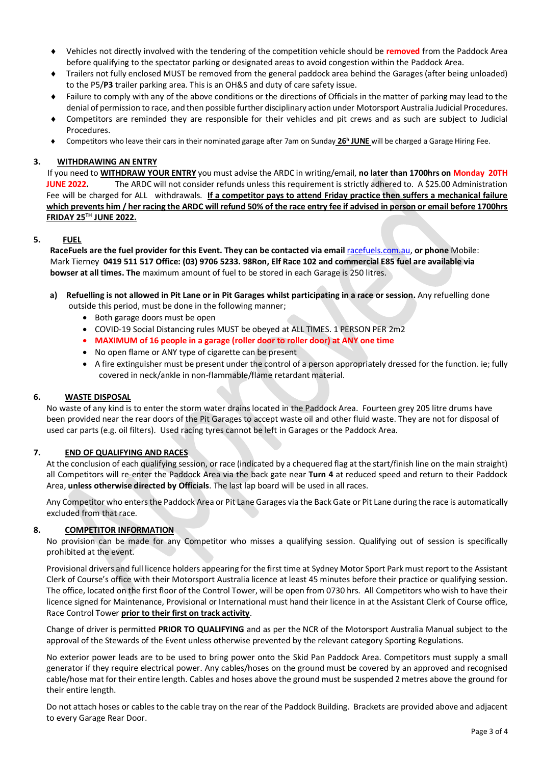- Vehicles not directly involved with the tendering of the competition vehicle should be **removed** from the Paddock Area before qualifying to the spectator parking or designated areas to avoid congestion within the Paddock Area.
- Trailers not fully enclosed MUST be removed from the general paddock area behind the Garages (after being unloaded) to the P5/**P3** trailer parking area. This is an OH&S and duty of care safety issue.
- Failure to comply with any of the above conditions or the directions of Officials in the matter of parking may lead to the denial of permission to race, and then possible further disciplinary action under Motorsport Australia Judicial Procedures.
- Competitors are reminded they are responsible for their vehicles and pit crews and as such are subject to Judicial Procedures.
- Competitors who leave their cars in their nominated garage after 7am on Sunday **26h JUNE** will be charged a Garage Hiring Fee.

**3. WITHDRAWING AN ENTRY**

If you need to **WITHDRAW YOUR ENTRY** you must advise the ARDC in writing/email, **no later than 1700hrs on Monday 20TH JUNE 2022.** The ARDC will not consider refunds unless this requirement is strictly adhered to. A $25.00 Administration Fee will be charged for ALL withdrawals. **If a competitor pays to attend Friday practice then suffers a mechanical failure which prevents him / her racing the ARDC will refund 50% of the race entry fee if advised in person or email before 1700hrs FRIDAY 25TH JUNE 2022.**

**5. FUEL**

**RaceFuels are the fuel provider for this Event. They can be contacted via email** racefuels.com.au, **or phone** Mobile: Mark Tierney **0419 511 517 Office: (03) 9706 5233. 98Ron, Elf Race 102 and commercial E85 fuel are available via bowser at all times. The** maximum amount of fuel to be stored in each Garage is 250 litres.

a) **Refuelling is not allowed in Pit Lane or in Pit Garages whilst participating in a race or session.** Any refuelling done outside this period, must be done in the following manner;
   - Both garage doors must be open
   - COVID-19 Social Distancing rules MUST be obeyed at ALL TIMES. 1 PERSON PER 2m2
   - **MAXIMUM of 16 people in a garage (roller door to roller door) at ANY one time**
   - No open flame or ANY type of cigarette can be present
   - A fire extinguisher must be present under the control of a person appropriately dressed for the function. ie; fully covered in neck/ankle in non-flammable/flame retardant material.

**6. WASTE DISPOSAL**

No waste of any kind is to enter the storm water drains located in the Paddock Area. Fourteen grey 205 litre drums have been provided near the rear doors of the Pit Garages to accept waste oil and other fluid waste. They are not for disposal of used car parts (e.g. oil filters). Used racing tyres cannot be left in Garages or the Paddock Area.

**7. END OF QUALIFYING AND RACES**

At the conclusion of each qualifying session, or race (indicated by a chequered flag at the start/finish line on the main straight) all Competitors will re-enter the Paddock Area via the back gate near **Turn 4** at reduced speed and return to their Paddock Area, **unless otherwise directed by Officials**. The last lap board will be used in all races.

Any Competitor who enters the Paddock Area or Pit Lane Garages via the Back Gate or Pit Lane during the race is automatically excluded from that race.

**8. COMPETITOR INFORMATION**

No provision can be made for any Competitor who misses a qualifying session. Qualifying out of session is specifically prohibited at the event.

Provisional drivers and full licence holders appearing for the first time at Sydney Motor Sport Park must report to the Assistant Clerk of Course's office with their Motorsport Australia licence at least 45 minutes before their practice or qualifying session. The office, located on the first floor of the Control Tower, will be open from 0730 hrs. All Competitors who wish to have their licence signed for Maintenance, Provisional or International must hand their licence in at the Assistant Clerk of Course office, Race Control Tower **prior to their first on track activity**.

Change of driver is permitted **PRIOR TO QUALIFYING** and as per the NCR of the Motorsport Australia Manual subject to the approval of the Stewards of the Event unless otherwise prevented by the relevant category Sporting Regulations.

No exterior power leads are to be used to bring power onto the Skid Pan Paddock Area. Competitors must supply a small generator if they require electrical power. Any cables/hoses on the ground must be covered by an approved and recognised cable/hose mat for their entire length. Cables and hoses above the ground must be suspended 2 metres above the ground for their entire length.

Do not attach hoses or cables to the cable tray on the rear of the Paddock Building. Brackets are provided above and adjacent to every Garage Rear Door.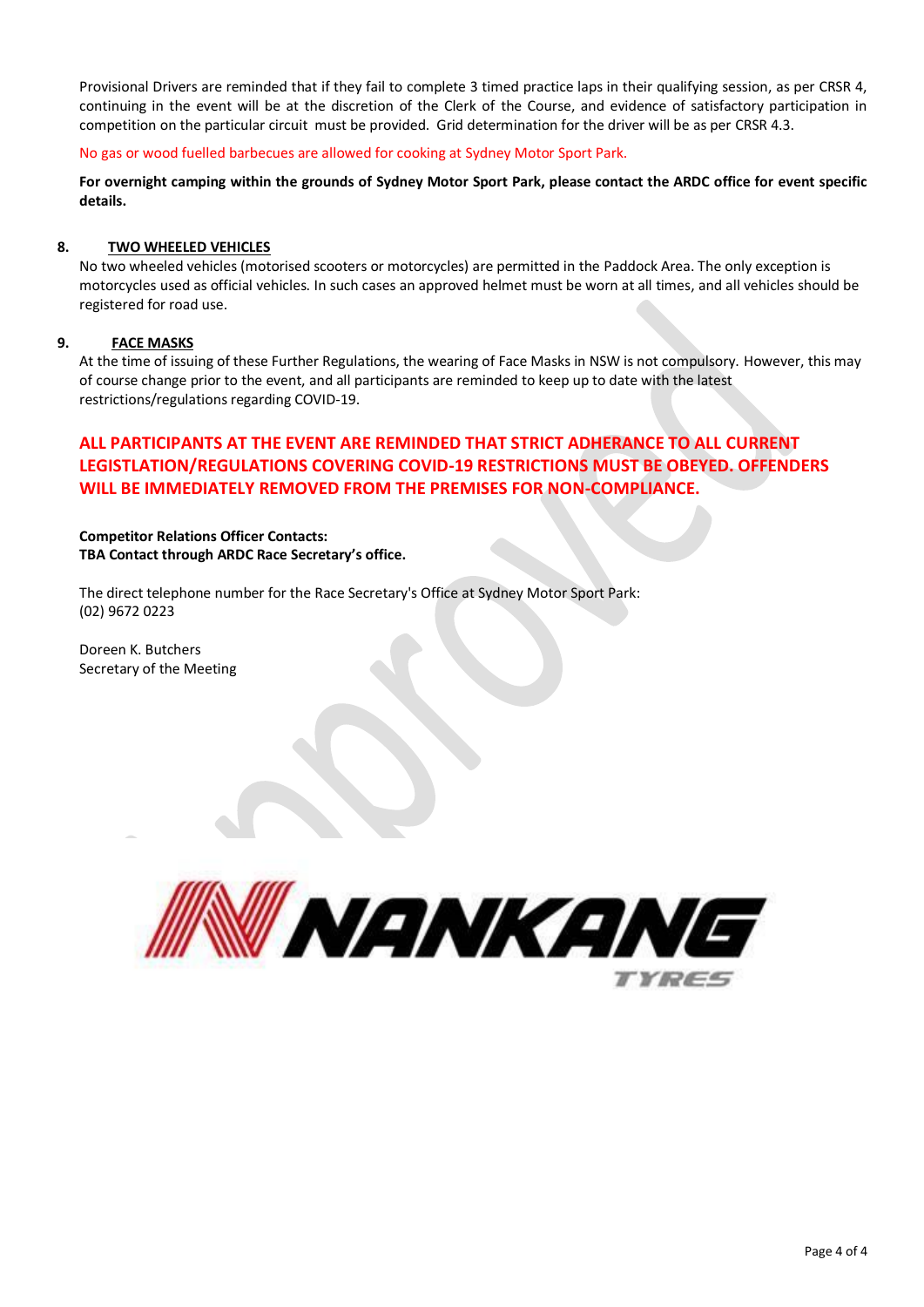Provisional Drivers are reminded that if they fail to complete 3 timed practice laps in their qualifying session, as per CRSR 4, continuing in the event will be at the discretion of the Clerk of the Course, and evidence of satisfactory participation in competition on the particular circuit must be provided. Grid determination for the driver will be as per CRSR 4.3.

No gas or wood fuelled barbecues are allowed for cooking at Sydney Motor Sport Park.

**For overnight camping within the grounds of Sydney Motor Sport Park, please contact the ARDC office for event specific details.**

**8. TWO WHEELED VEHICLES**

No two wheeled vehicles (motorised scooters or motorcycles) are permitted in the Paddock Area. The only exception is motorcycles used as official vehicles. In such cases an approved helmet must be worn at all times, and all vehicles should be registered for road use.

**9. FACE MASKS**

At the time of issuing of these Further Regulations, the wearing of Face Masks in NSW is not compulsory. However, this may of course change prior to the event, and all participants are reminded to keep up to date with the latest restrictions/regulations regarding COVID-19.

**ALL PARTICIPANTS AT THE EVENT ARE REMINDED THAT STRICT ADHERANCE TO ALL CURRENT LEGISTLATION/REGULATIONS COVERING COVID-19 RESTRICTIONS MUST BE OBEYED. OFFENDERS WILL BE IMMEDIATELY REMOVED FROM THE PREMISES FOR NON-COMPLIANCE.**

**Competitor Relations Officer Contacts:**
**TBA Contact through ARDC Race Secretary's office.**

The direct telephone number for the Race Secretary's Office at Sydney Motor Sport Park:
(02) 9672 0223

Doreen K. Butchers
Secretary of the Meeting

NANKANG TYRES